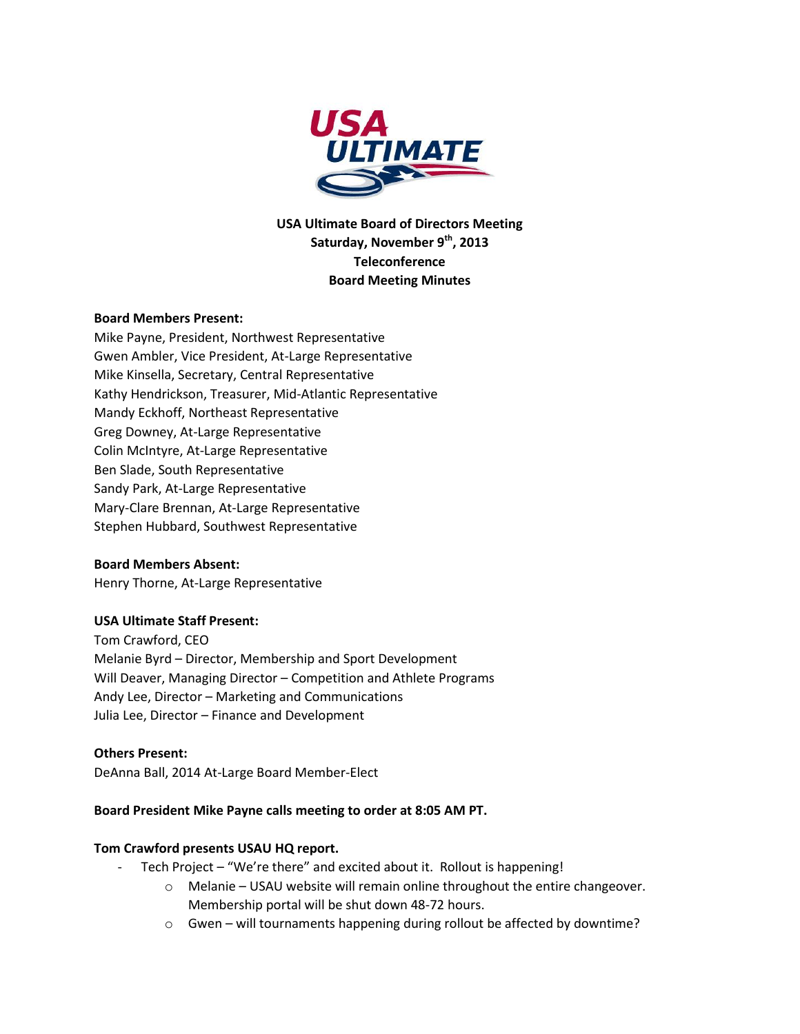**USA Ultimate Board of Directors Meeting**
**Saturday, November 9th, 2013**
**Teleconference**
**Board Meeting Minutes**

**Board Members Present:**
Mike Payne, President, Northwest Representative
Gwen Ambler, Vice President, At-Large Representative
Mike Kinsella, Secretary, Central Representative
Kathy Hendrickson, Treasurer, Mid-Atlantic Representative
Mandy Eckhoff, Northeast Representative
Greg Downey, At-Large Representative
Colin McIntyre, At-Large Representative
Ben Slade, South Representative
Sandy Park, At-Large Representative
Mary-Clare Brennan, At-Large Representative
Stephen Hubbard, Southwest Representative

**Board Members Absent:**
Henry Thorne, At-Large Representative

**USA Ultimate Staff Present:**
Tom Crawford, CEO
Melanie Byrd – Director, Membership and Sport Development
Will Deaver, Managing Director – Competition and Athlete Programs
Andy Lee, Director – Marketing and Communications
Julia Lee, Director – Finance and Development

**Others Present:**
DeAnna Ball, 2014 At-Large Board Member-Elect

**Board President Mike Payne calls meeting to order at 8:05 AM PT.**

**Tom Crawford presents USAU HQ report.**

- Tech Project – "We're there" and excited about it. Rollout is happening!
    - Melanie – USAU website will remain online throughout the entire changeover. Membership portal will be shut down 48-72 hours.
    - Gwen – will tournaments happening during rollout be affected by downtime?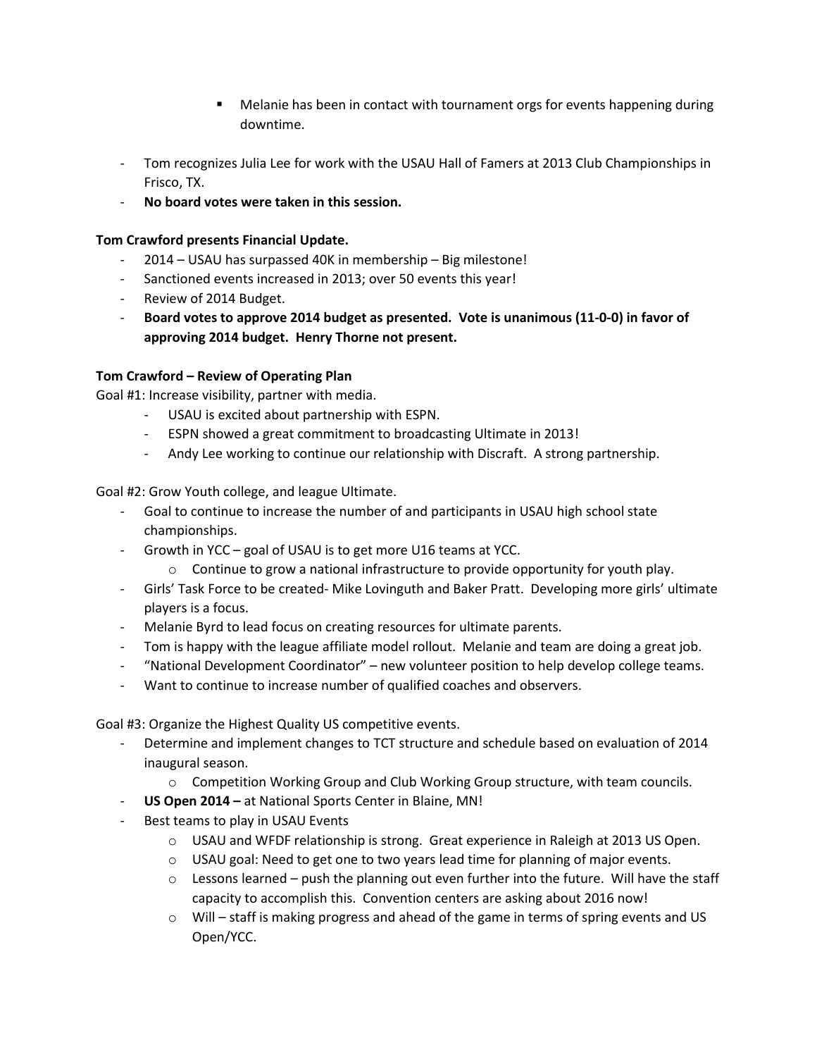- Melanie has been in contact with tournament orgs for events happening during downtime.

- Tom recognizes Julia Lee for work with the USAU Hall of Famers at 2013 Club Championships in Frisco, TX.
- **No board votes were taken in this session.**

**Tom Crawford presents Financial Update.**

- 2014 – USAU has surpassed 40K in membership – Big milestone!
- Sanctioned events increased in 2013; over 50 events this year!
- Review of 2014 Budget.
- **Board votes to approve 2014 budget as presented. Vote is unanimous (11-0-0) in favor of approving 2014 budget. Henry Thorne not present.**

**Tom Crawford – Review of Operating Plan**

Goal #1: Increase visibility, partner with media.

- USAU is excited about partnership with ESPN.
- ESPN showed a great commitment to broadcasting Ultimate in 2013!
- Andy Lee working to continue our relationship with Discraft. A strong partnership.

Goal #2: Grow Youth college, and league Ultimate.

- Goal to continue to increase the number of and participants in USAU high school state championships.
- Growth in YCC – goal of USAU is to get more U16 teams at YCC.
    - Continue to grow a national infrastructure to provide opportunity for youth play.
- Girls' Task Force to be created- Mike Lovinguth and Baker Pratt. Developing more girls' ultimate players is a focus.
- Melanie Byrd to lead focus on creating resources for ultimate parents.
- Tom is happy with the league affiliate model rollout. Melanie and team are doing a great job.
- "National Development Coordinator" – new volunteer position to help develop college teams.
- Want to continue to increase number of qualified coaches and observers.

Goal #3: Organize the Highest Quality US competitive events.

- Determine and implement changes to TCT structure and schedule based on evaluation of 2014 inaugural season.
    - Competition Working Group and Club Working Group structure, with team councils.
- **US Open 2014 –** at National Sports Center in Blaine, MN!
- Best teams to play in USAU Events
    - USAU and WFDF relationship is strong. Great experience in Raleigh at 2013 US Open.
    - USAU goal: Need to get one to two years lead time for planning of major events.
    - Lessons learned – push the planning out even further into the future. Will have the staff capacity to accomplish this. Convention centers are asking about 2016 now!
    - Will – staff is making progress and ahead of the game in terms of spring events and US Open/YCC.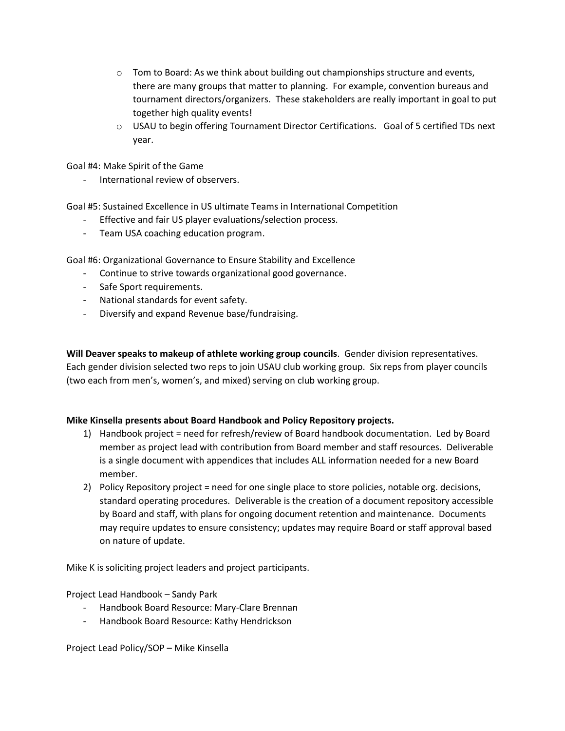- Tom to Board: As we think about building out championships structure and events, there are many groups that matter to planning. For example, convention bureaus and tournament directors/organizers. These stakeholders are really important in goal to put together high quality events!
  - USAU to begin offering Tournament Director Certifications. Goal of 5 certified TDs next year.

Goal #4: Make Spirit of the Game

- International review of observers.

Goal #5: Sustained Excellence in US ultimate Teams in International Competition

- Effective and fair US player evaluations/selection process.
- Team USA coaching education program.

Goal #6: Organizational Governance to Ensure Stability and Excellence

- Continue to strive towards organizational good governance.
- Safe Sport requirements.
- National standards for event safety.
- Diversify and expand Revenue base/fundraising.

**Will Deaver speaks to makeup of athlete working group councils**. Gender division representatives. Each gender division selected two reps to join USAU club working group. Six reps from player councils (two each from men's, women's, and mixed) serving on club working group.

**Mike Kinsella presents about Board Handbook and Policy Repository projects.**

1) Handbook project = need for refresh/review of Board handbook documentation. Led by Board member as project lead with contribution from Board member and staff resources. Deliverable is a single document with appendices that includes ALL information needed for a new Board member.
2) Policy Repository project = need for one single place to store policies, notable org. decisions, standard operating procedures. Deliverable is the creation of a document repository accessible by Board and staff, with plans for ongoing document retention and maintenance. Documents may require updates to ensure consistency; updates may require Board or staff approval based on nature of update.

Mike K is soliciting project leaders and project participants.

Project Lead Handbook – Sandy Park

- Handbook Board Resource: Mary-Clare Brennan
- Handbook Board Resource: Kathy Hendrickson

Project Lead Policy/SOP – Mike Kinsella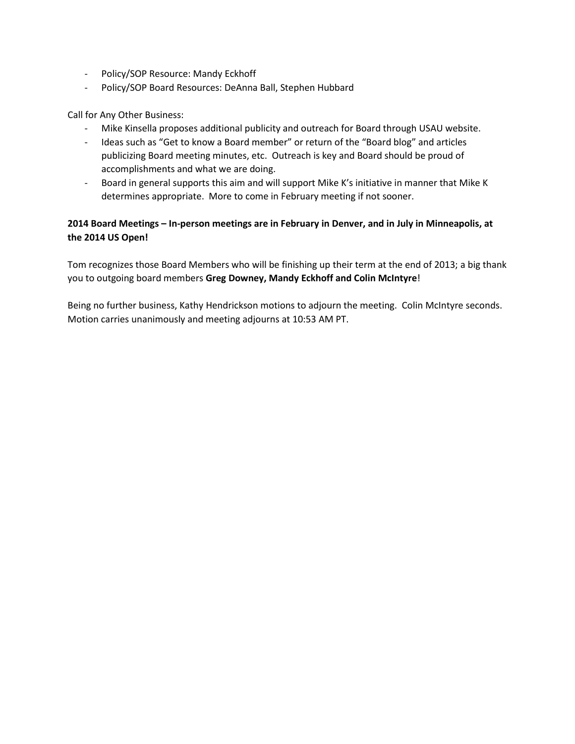- Policy/SOP Resource: Mandy Eckhoff
- Policy/SOP Board Resources: DeAnna Ball, Stephen Hubbard

Call for Any Other Business:

- Mike Kinsella proposes additional publicity and outreach for Board through USAU website.
- Ideas such as "Get to know a Board member" or return of the "Board blog" and articles publicizing Board meeting minutes, etc. Outreach is key and Board should be proud of accomplishments and what we are doing.
- Board in general supports this aim and will support Mike K's initiative in manner that Mike K determines appropriate. More to come in February meeting if not sooner.

**2014 Board Meetings – In-person meetings are in February in Denver, and in July in Minneapolis, at the 2014 US Open!**

Tom recognizes those Board Members who will be finishing up their term at the end of 2013; a big thank you to outgoing board members **Greg Downey, Mandy Eckhoff and Colin McIntyre**!

Being no further business, Kathy Hendrickson motions to adjourn the meeting. Colin McIntyre seconds. Motion carries unanimously and meeting adjourns at 10:53 AM PT.